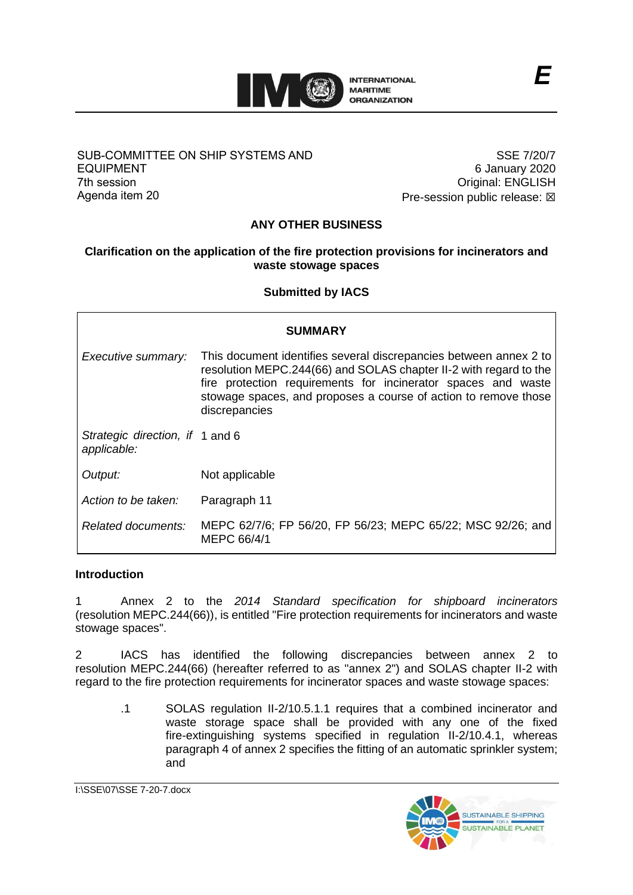**E**

SUB-COMMITTEE ON SHIP SYSTEMS AND EQUIPMENT
7th session
Agenda item 20

SSE 7/20/7
6 January 2020
Original: ENGLISH
Pre-session public release: ☒

## ANY OTHER BUSINESS

### Clarification on the application of the fire protection provisions for incinerators and waste stowage spaces

**Submitted by IACS**

| **SUMMARY** | |
|---|---|
| *Executive summary:* | This document identifies several discrepancies between annex 2 to resolution MEPC.244(66) and SOLAS chapter II-2 with regard to the fire protection requirements for incinerator spaces and waste stowage spaces, and proposes a course of action to remove those discrepancies |
| *Strategic direction, if applicable:* | 1 and 6 |
| *Output:* | Not applicable |
| *Action to be taken:* | Paragraph 11 |
| *Related documents:* | MEPC 62/7/6; FP 56/20, FP 56/23; MEPC 65/22; MSC 92/26; and MEPC 66/4/1 |

**Introduction**

1 Annex 2 to the *2014 Standard specification for shipboard incinerators* (resolution MEPC.244(66)), is entitled "Fire protection requirements for incinerators and waste stowage spaces".

2 IACS has identified the following discrepancies between annex 2 to resolution MEPC.244(66) (hereafter referred to as "annex 2") and SOLAS chapter II-2 with regard to the fire protection requirements for incinerator spaces and waste stowage spaces:

.1 SOLAS regulation II-2/10.5.1.1 requires that a combined incinerator and waste storage space shall be provided with any one of the fixed fire-extinguishing systems specified in regulation II-2/10.4.1, whereas paragraph 4 of annex 2 specifies the fitting of an automatic sprinkler system; and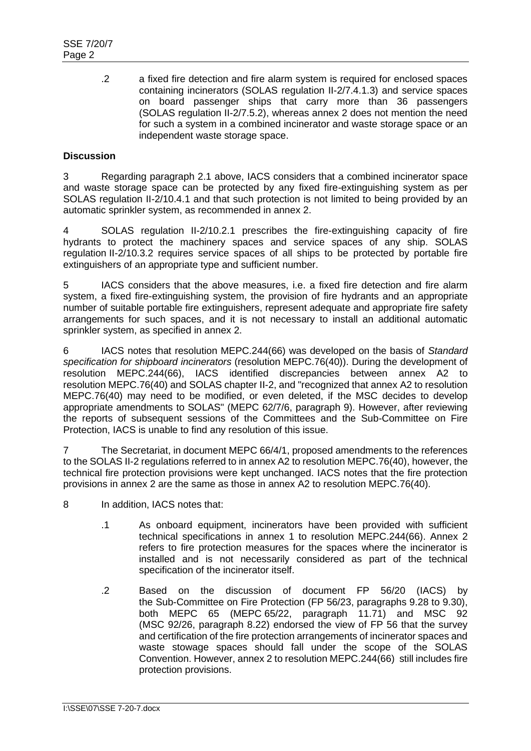.2 a fixed fire detection and fire alarm system is required for enclosed spaces containing incinerators (SOLAS regulation II-2/7.4.1.3) and service spaces on board passenger ships that carry more than 36 passengers (SOLAS regulation II-2/7.5.2), whereas annex 2 does not mention the need for such a system in a combined incinerator and waste storage space or an independent waste storage space.

**Discussion**

3 Regarding paragraph 2.1 above, IACS considers that a combined incinerator space and waste storage space can be protected by any fixed fire-extinguishing system as per SOLAS regulation II-2/10.4.1 and that such protection is not limited to being provided by an automatic sprinkler system, as recommended in annex 2.

4 SOLAS regulation II-2/10.2.1 prescribes the fire-extinguishing capacity of fire hydrants to protect the machinery spaces and service spaces of any ship. SOLAS regulation II-2/10.3.2 requires service spaces of all ships to be protected by portable fire extinguishers of an appropriate type and sufficient number.

5 IACS considers that the above measures, i.e. a fixed fire detection and fire alarm system, a fixed fire-extinguishing system, the provision of fire hydrants and an appropriate number of suitable portable fire extinguishers, represent adequate and appropriate fire safety arrangements for such spaces, and it is not necessary to install an additional automatic sprinkler system, as specified in annex 2.

6 IACS notes that resolution MEPC.244(66) was developed on the basis of *Standard specification for shipboard incinerators* (resolution MEPC.76(40)). During the development of resolution MEPC.244(66), IACS identified discrepancies between annex A2 to resolution MEPC.76(40) and SOLAS chapter II-2, and "recognized that annex A2 to resolution MEPC.76(40) may need to be modified, or even deleted, if the MSC decides to develop appropriate amendments to SOLAS" (MEPC 62/7/6, paragraph 9). However, after reviewing the reports of subsequent sessions of the Committees and the Sub-Committee on Fire Protection, IACS is unable to find any resolution of this issue.

7 The Secretariat, in document MEPC 66/4/1, proposed amendments to the references to the SOLAS II-2 regulations referred to in annex A2 to resolution MEPC.76(40), however, the technical fire protection provisions were kept unchanged. IACS notes that the fire protection provisions in annex 2 are the same as those in annex A2 to resolution MEPC.76(40).

8 In addition, IACS notes that:

.1 As onboard equipment, incinerators have been provided with sufficient technical specifications in annex 1 to resolution MEPC.244(66). Annex 2 refers to fire protection measures for the spaces where the incinerator is installed and is not necessarily considered as part of the technical specification of the incinerator itself.

.2 Based on the discussion of document FP 56/20 (IACS) by the Sub-Committee on Fire Protection (FP 56/23, paragraphs 9.28 to 9.30), both MEPC 65 (MEPC 65/22, paragraph 11.71) and MSC 92 (MSC 92/26, paragraph 8.22) endorsed the view of FP 56 that the survey and certification of the fire protection arrangements of incinerator spaces and waste stowage spaces should fall under the scope of the SOLAS Convention. However, annex 2 to resolution MEPC.244(66) still includes fire protection provisions.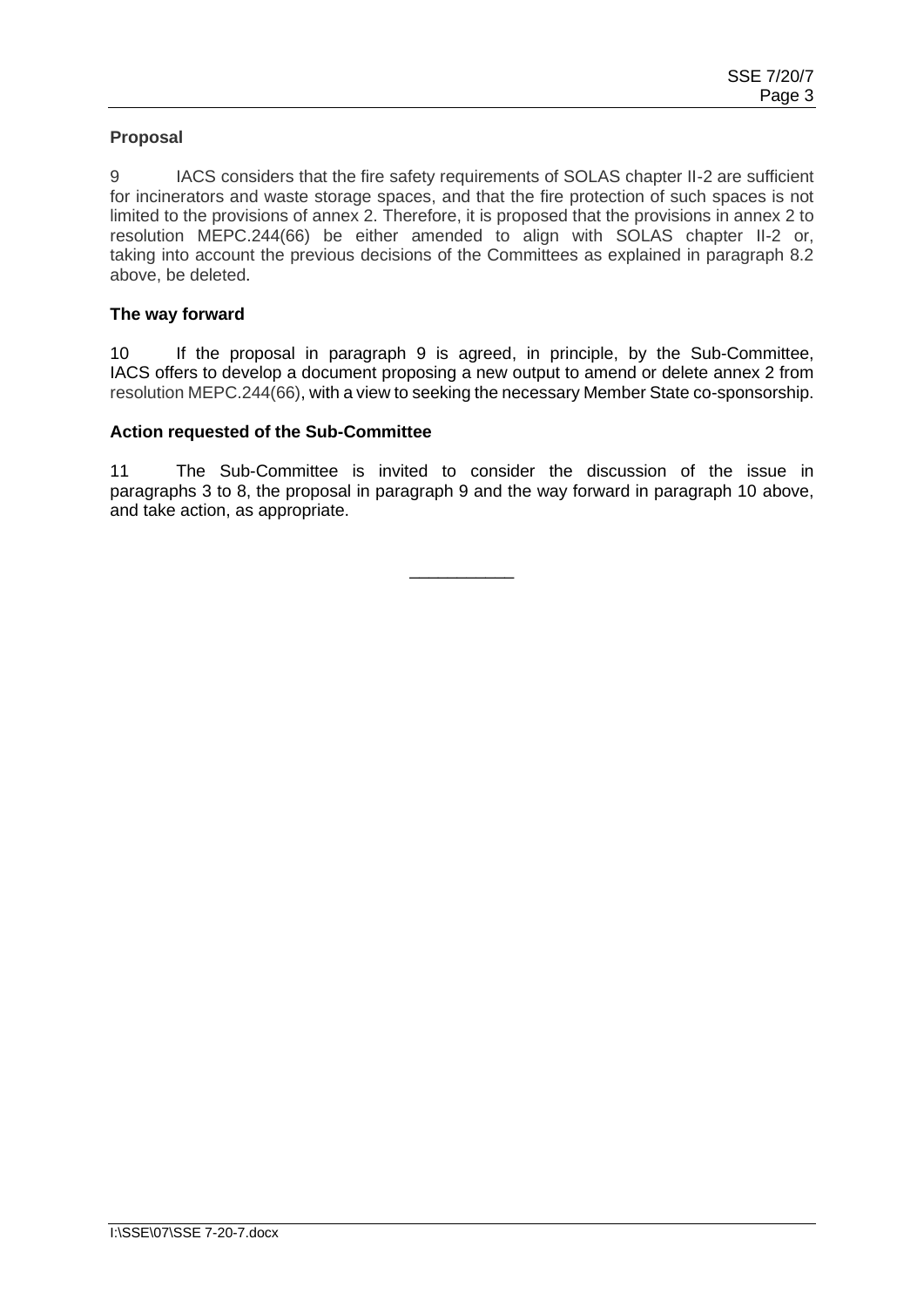**Proposal**

9 IACS considers that the fire safety requirements of SOLAS chapter II-2 are sufficient for incinerators and waste storage spaces, and that the fire protection of such spaces is not limited to the provisions of annex 2. Therefore, it is proposed that the provisions in annex 2 to resolution MEPC.244(66) be either amended to align with SOLAS chapter II-2 or, taking into account the previous decisions of the Committees as explained in paragraph 8.2 above, be deleted.

**The way forward**

10 If the proposal in paragraph 9 is agreed, in principle, by the Sub-Committee, IACS offers to develop a document proposing a new output to amend or delete annex 2 from resolution MEPC.244(66), with a view to seeking the necessary Member State co-sponsorship.

**Action requested of the Sub-Committee**

11 The Sub-Committee is invited to consider the discussion of the issue in paragraphs 3 to 8, the proposal in paragraph 9 and the way forward in paragraph 10 above, and take action, as appropriate.

___________